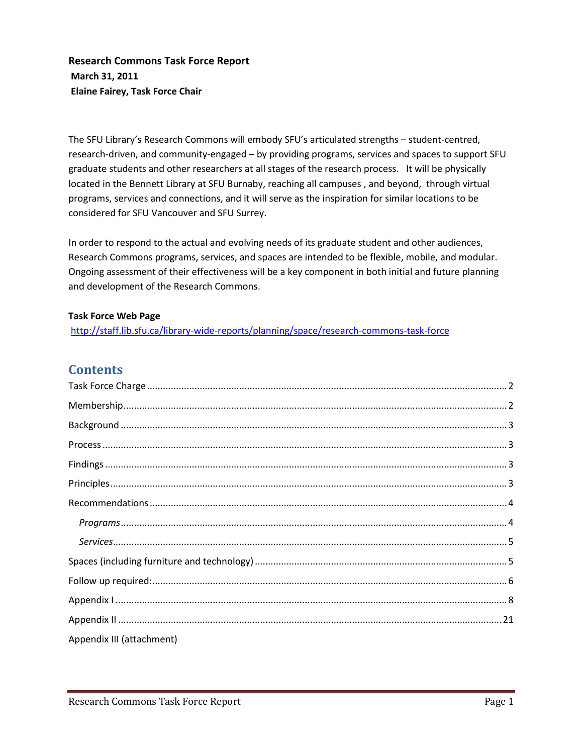**Research Commons Task Force Report**
**March 31, 2011**
**Elaine Fairey, Task Force Chair**

The SFU Library's Research Commons will embody SFU's articulated strengths – student-centred, research-driven, and community-engaged – by providing programs, services and spaces to support SFU graduate students and other researchers at all stages of the research process. It will be physically located in the Bennett Library at SFU Burnaby, reaching all campuses , and beyond, through virtual programs, services and connections, and it will serve as the inspiration for similar locations to be considered for SFU Vancouver and SFU Surrey.

In order to respond to the actual and evolving needs of its graduate student and other audiences, Research Commons programs, services, and spaces are intended to be flexible, mobile, and modular. Ongoing assessment of their effectiveness will be a key component in both initial and future planning and development of the Research Commons.

**Task Force Web Page**
http://staff.lib.sfu.ca/library-wide-reports/planning/space/research-commons-task-force

## Contents

Task Force Charge .......... 2
Membership .......... 2
Background .......... 3
Process .......... 3
Findings .......... 3
Principles .......... 3
Recommendations .......... 4
  *Programs* .......... 4
  *Services* .......... 5
Spaces (including furniture and technology) .......... 5
Follow up required: .......... 6
Appendix I .......... 8
Appendix II .......... 21
Appendix III (attachment)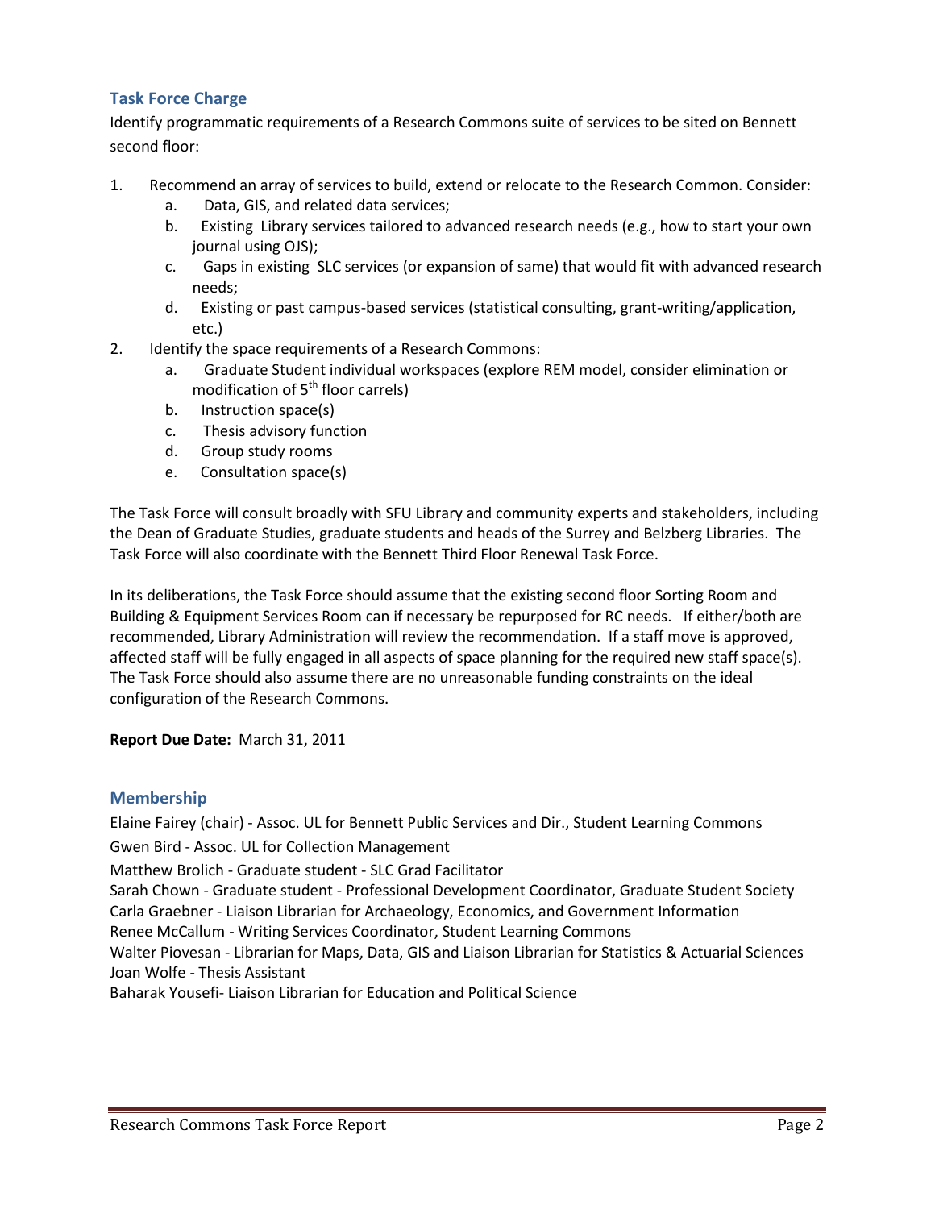## Task Force Charge

Identify programmatic requirements of a Research Commons suite of services to be sited on Bennett second floor:

1. Recommend an array of services to build, extend or relocate to the Research Common. Consider:
   a. Data, GIS, and related data services;
   b. Existing Library services tailored to advanced research needs (e.g., how to start your own journal using OJS);
   c. Gaps in existing SLC services (or expansion of same) that would fit with advanced research needs;
   d. Existing or past campus-based services (statistical consulting, grant-writing/application, etc.)
2. Identify the space requirements of a Research Commons:
   a. Graduate Student individual workspaces (explore REM model, consider elimination or modification of 5th floor carrels)
   b. Instruction space(s)
   c. Thesis advisory function
   d. Group study rooms
   e. Consultation space(s)

The Task Force will consult broadly with SFU Library and community experts and stakeholders, including the Dean of Graduate Studies, graduate students and heads of the Surrey and Belzberg Libraries. The Task Force will also coordinate with the Bennett Third Floor Renewal Task Force.

In its deliberations, the Task Force should assume that the existing second floor Sorting Room and Building & Equipment Services Room can if necessary be repurposed for RC needs. If either/both are recommended, Library Administration will review the recommendation. If a staff move is approved, affected staff will be fully engaged in all aspects of space planning for the required new staff space(s). The Task Force should also assume there are no unreasonable funding constraints on the ideal configuration of the Research Commons.

**Report Due Date:** March 31, 2011

## Membership

Elaine Fairey (chair) - Assoc. UL for Bennett Public Services and Dir., Student Learning Commons
Gwen Bird - Assoc. UL for Collection Management
Matthew Brolich - Graduate student - SLC Grad Facilitator
Sarah Chown - Graduate student - Professional Development Coordinator, Graduate Student Society
Carla Graebner - Liaison Librarian for Archaeology, Economics, and Government Information
Renee McCallum - Writing Services Coordinator, Student Learning Commons
Walter Piovesan - Librarian for Maps, Data, GIS and Liaison Librarian for Statistics & Actuarial Sciences
Joan Wolfe - Thesis Assistant
Baharak Yousefi- Liaison Librarian for Education and Political Science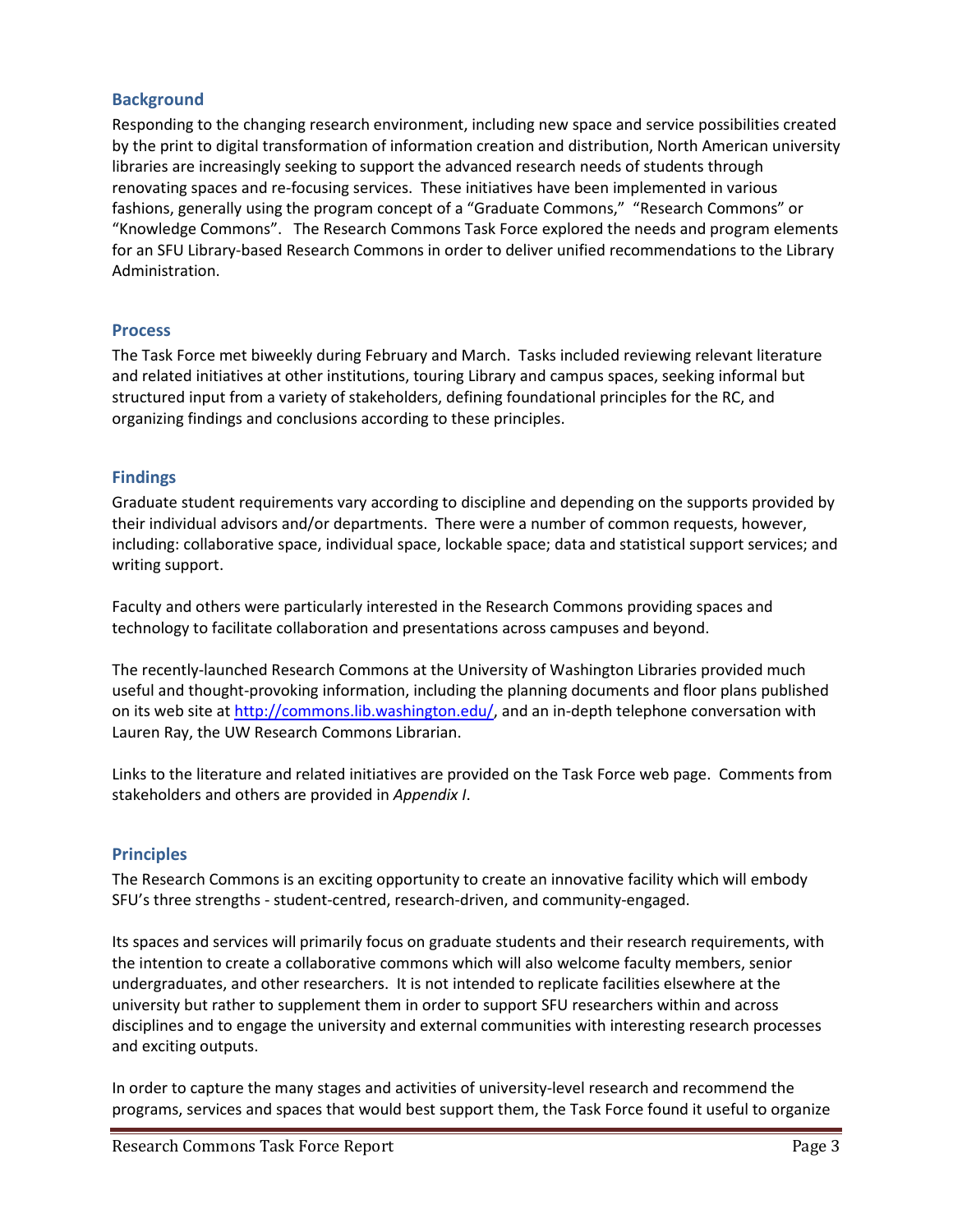## Background

Responding to the changing research environment, including new space and service possibilities created by the print to digital transformation of information creation and distribution, North American university libraries are increasingly seeking to support the advanced research needs of students through renovating spaces and re-focusing services. These initiatives have been implemented in various fashions, generally using the program concept of a "Graduate Commons," "Research Commons" or "Knowledge Commons". The Research Commons Task Force explored the needs and program elements for an SFU Library-based Research Commons in order to deliver unified recommendations to the Library Administration.

## Process

The Task Force met biweekly during February and March. Tasks included reviewing relevant literature and related initiatives at other institutions, touring Library and campus spaces, seeking informal but structured input from a variety of stakeholders, defining foundational principles for the RC, and organizing findings and conclusions according to these principles.

## Findings

Graduate student requirements vary according to discipline and depending on the supports provided by their individual advisors and/or departments. There were a number of common requests, however, including: collaborative space, individual space, lockable space; data and statistical support services; and writing support.

Faculty and others were particularly interested in the Research Commons providing spaces and technology to facilitate collaboration and presentations across campuses and beyond.

The recently-launched Research Commons at the University of Washington Libraries provided much useful and thought-provoking information, including the planning documents and floor plans published on its web site at http://commons.lib.washington.edu/, and an in-depth telephone conversation with Lauren Ray, the UW Research Commons Librarian.

Links to the literature and related initiatives are provided on the Task Force web page. Comments from stakeholders and others are provided in *Appendix I*.

## Principles

The Research Commons is an exciting opportunity to create an innovative facility which will embody SFU's three strengths - student-centred, research-driven, and community-engaged.

Its spaces and services will primarily focus on graduate students and their research requirements, with the intention to create a collaborative commons which will also welcome faculty members, senior undergraduates, and other researchers. It is not intended to replicate facilities elsewhere at the university but rather to supplement them in order to support SFU researchers within and across disciplines and to engage the university and external communities with interesting research processes and exciting outputs.

In order to capture the many stages and activities of university-level research and recommend the programs, services and spaces that would best support them, the Task Force found it useful to organize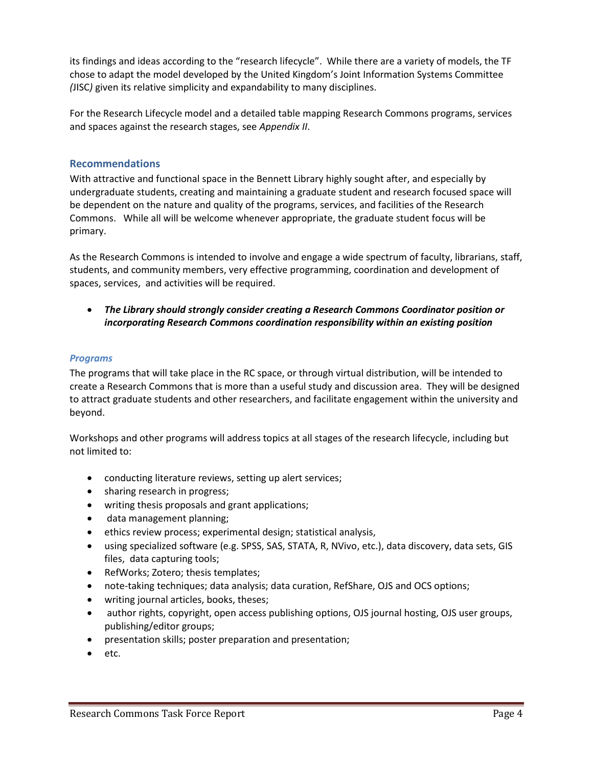its findings and ideas according to the "research lifecycle". While there are a variety of models, the TF chose to adapt the model developed by the United Kingdom's Joint Information Systems Committee *(*JISC*)* given its relative simplicity and expandability to many disciplines.

For the Research Lifecycle model and a detailed table mapping Research Commons programs, services and spaces against the research stages, see *Appendix II*.

## Recommendations

With attractive and functional space in the Bennett Library highly sought after, and especially by undergraduate students, creating and maintaining a graduate student and research focused space will be dependent on the nature and quality of the programs, services, and facilities of the Research Commons. While all will be welcome whenever appropriate, the graduate student focus will be primary.

As the Research Commons is intended to involve and engage a wide spectrum of faculty, librarians, staff, students, and community members, very effective programming, coordination and development of spaces, services, and activities will be required.

- ***The Library should strongly consider creating a Research Commons Coordinator position or incorporating Research Commons coordination responsibility within an existing position***

### *Programs*

The programs that will take place in the RC space, or through virtual distribution, will be intended to create a Research Commons that is more than a useful study and discussion area. They will be designed to attract graduate students and other researchers, and facilitate engagement within the university and beyond.

Workshops and other programs will address topics at all stages of the research lifecycle, including but not limited to:

- conducting literature reviews, setting up alert services;
- sharing research in progress;
- writing thesis proposals and grant applications;
- data management planning;
- ethics review process; experimental design; statistical analysis,
- using specialized software (e.g. SPSS, SAS, STATA, R, NVivo, etc.), data discovery, data sets, GIS files, data capturing tools;
- RefWorks; Zotero; thesis templates;
- note-taking techniques; data analysis; data curation, RefShare, OJS and OCS options;
- writing journal articles, books, theses;
- author rights, copyright, open access publishing options, OJS journal hosting, OJS user groups, publishing/editor groups;
- presentation skills; poster preparation and presentation;
- etc.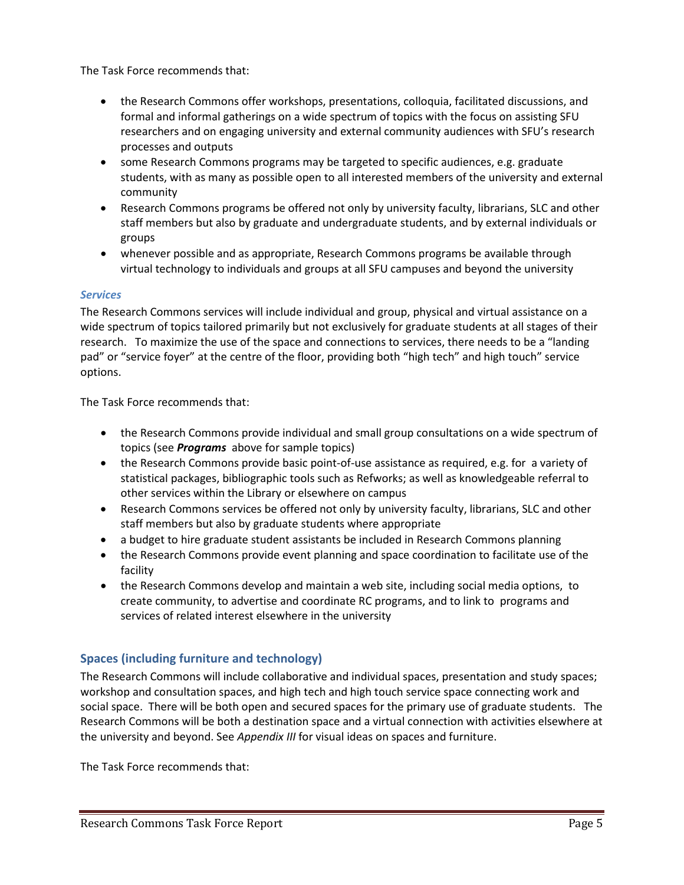The Task Force recommends that:

- the Research Commons offer workshops, presentations, colloquia, facilitated discussions, and formal and informal gatherings on a wide spectrum of topics with the focus on assisting SFU researchers and on engaging university and external community audiences with SFU's research processes and outputs
- some Research Commons programs may be targeted to specific audiences, e.g. graduate students, with as many as possible open to all interested members of the university and external community
- Research Commons programs be offered not only by university faculty, librarians, SLC and other staff members but also by graduate and undergraduate students, and by external individuals or groups
- whenever possible and as appropriate, Research Commons programs be available through virtual technology to individuals and groups at all SFU campuses and beyond the university

### *Services*

The Research Commons services will include individual and group, physical and virtual assistance on a wide spectrum of topics tailored primarily but not exclusively for graduate students at all stages of their research. To maximize the use of the space and connections to services, there needs to be a "landing pad" or "service foyer" at the centre of the floor, providing both "high tech" and high touch" service options.

The Task Force recommends that:

- the Research Commons provide individual and small group consultations on a wide spectrum of topics (see ***Programs*** above for sample topics)
- the Research Commons provide basic point-of-use assistance as required, e.g. for a variety of statistical packages, bibliographic tools such as Refworks; as well as knowledgeable referral to other services within the Library or elsewhere on campus
- Research Commons services be offered not only by university faculty, librarians, SLC and other staff members but also by graduate students where appropriate
- a budget to hire graduate student assistants be included in Research Commons planning
- the Research Commons provide event planning and space coordination to facilitate use of the facility
- the Research Commons develop and maintain a web site, including social media options, to create community, to advertise and coordinate RC programs, and to link to programs and services of related interest elsewhere in the university

## Spaces (including furniture and technology)

The Research Commons will include collaborative and individual spaces, presentation and study spaces; workshop and consultation spaces, and high tech and high touch service space connecting work and social space. There will be both open and secured spaces for the primary use of graduate students. The Research Commons will be both a destination space and a virtual connection with activities elsewhere at the university and beyond. See *Appendix III* for visual ideas on spaces and furniture.

The Task Force recommends that: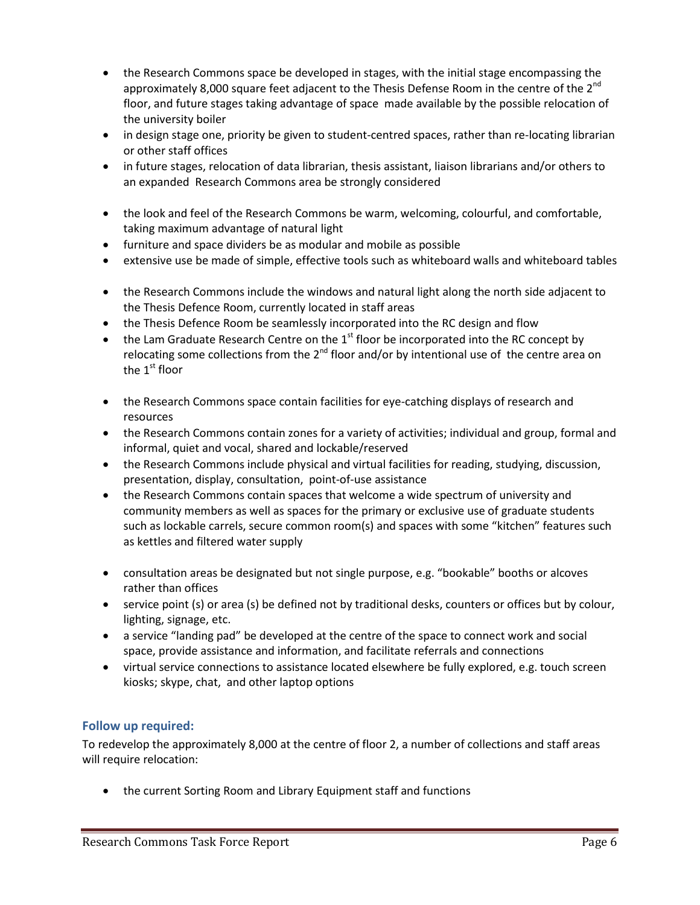- the Research Commons space be developed in stages, with the initial stage encompassing the approximately 8,000 square feet adjacent to the Thesis Defense Room in the centre of the 2nd floor, and future stages taking advantage of space made available by the possible relocation of the university boiler
- in design stage one, priority be given to student-centred spaces, rather than re-locating librarian or other staff offices
- in future stages, relocation of data librarian, thesis assistant, liaison librarians and/or others to an expanded Research Commons area be strongly considered

- the look and feel of the Research Commons be warm, welcoming, colourful, and comfortable, taking maximum advantage of natural light
- furniture and space dividers be as modular and mobile as possible
- extensive use be made of simple, effective tools such as whiteboard walls and whiteboard tables

- the Research Commons include the windows and natural light along the north side adjacent to the Thesis Defence Room, currently located in staff areas
- the Thesis Defence Room be seamlessly incorporated into the RC design and flow
- the Lam Graduate Research Centre on the 1st floor be incorporated into the RC concept by relocating some collections from the 2nd floor and/or by intentional use of the centre area on the 1st floor

- the Research Commons space contain facilities for eye-catching displays of research and resources
- the Research Commons contain zones for a variety of activities; individual and group, formal and informal, quiet and vocal, shared and lockable/reserved
- the Research Commons include physical and virtual facilities for reading, studying, discussion, presentation, display, consultation, point-of-use assistance
- the Research Commons contain spaces that welcome a wide spectrum of university and community members as well as spaces for the primary or exclusive use of graduate students such as lockable carrels, secure common room(s) and spaces with some "kitchen" features such as kettles and filtered water supply

- consultation areas be designated but not single purpose, e.g. "bookable" booths or alcoves rather than offices
- service point (s) or area (s) be defined not by traditional desks, counters or offices but by colour, lighting, signage, etc.
- a service "landing pad" be developed at the centre of the space to connect work and social space, provide assistance and information, and facilitate referrals and connections
- virtual service connections to assistance located elsewhere be fully explored, e.g. touch screen kiosks; skype, chat, and other laptop options

### Follow up required:

To redevelop the approximately 8,000 at the centre of floor 2, a number of collections and staff areas will require relocation:

- the current Sorting Room and Library Equipment staff and functions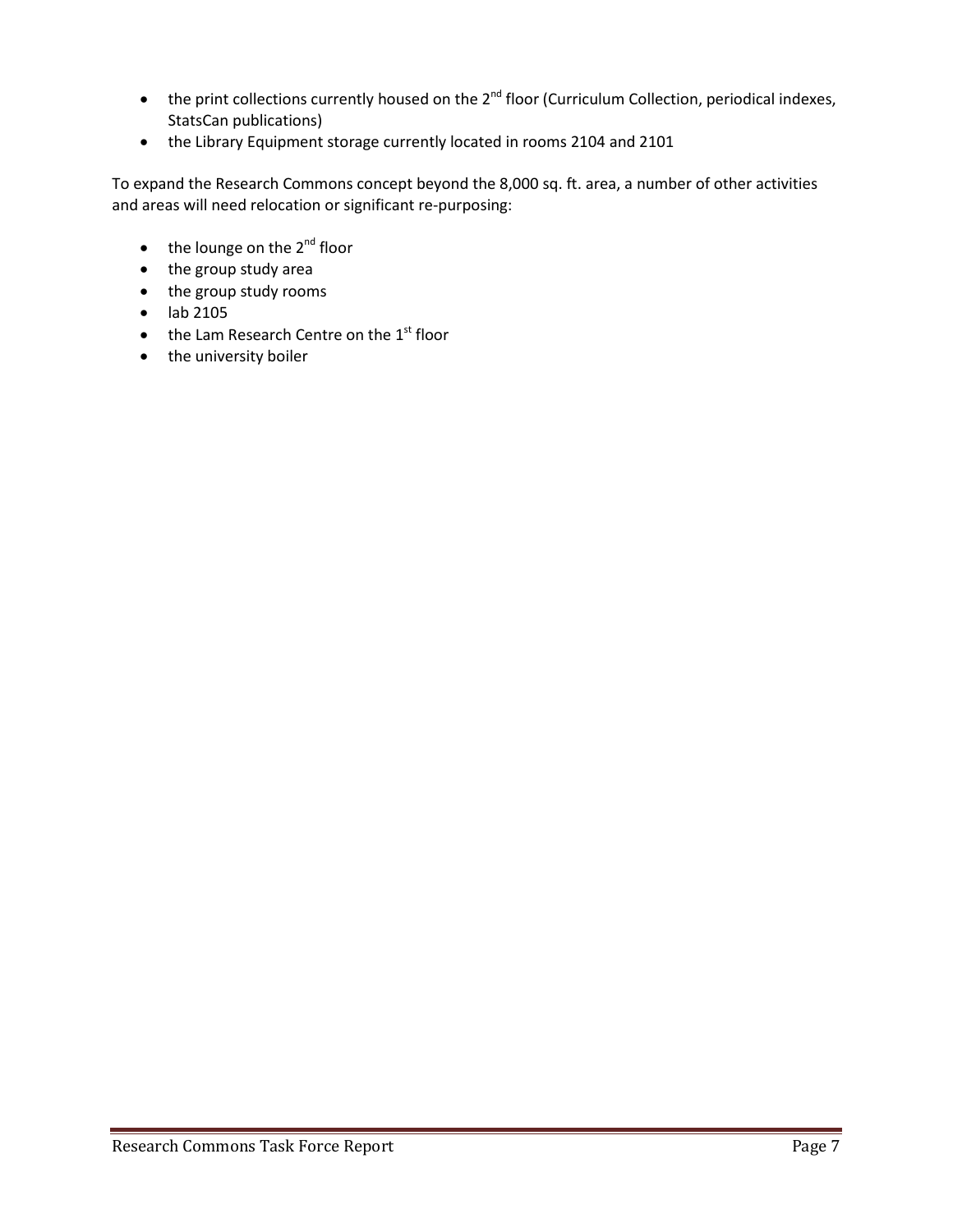- the print collections currently housed on the 2nd floor (Curriculum Collection, periodical indexes, StatsCan publications)
- the Library Equipment storage currently located in rooms 2104 and 2101

To expand the Research Commons concept beyond the 8,000 sq. ft. area, a number of other activities and areas will need relocation or significant re-purposing:

- the lounge on the 2nd floor
- the group study area
- the group study rooms
- lab 2105
- the Lam Research Centre on the 1st floor
- the university boiler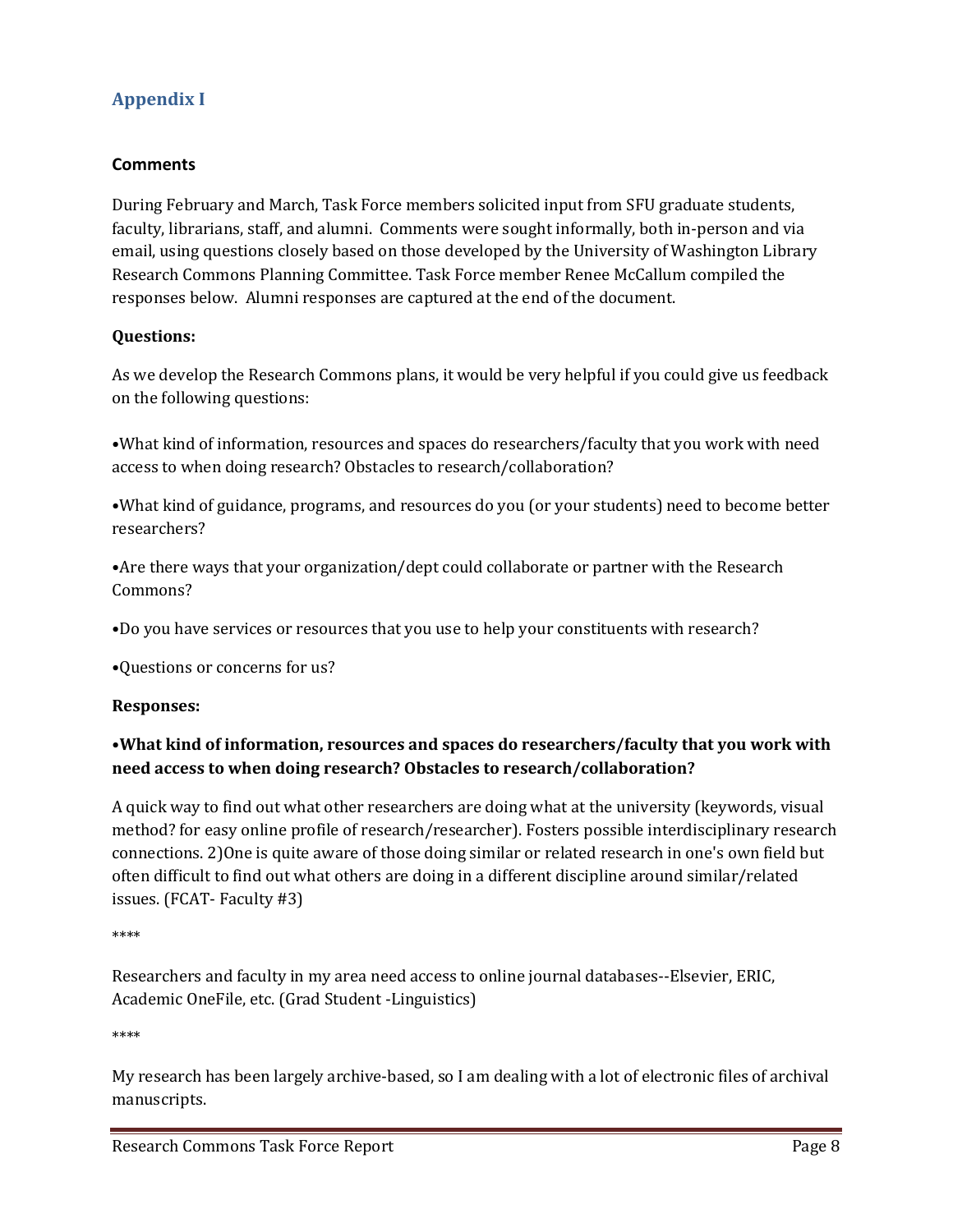## Appendix I

### Comments

During February and March, Task Force members solicited input from SFU graduate students, faculty, librarians, staff, and alumni. Comments were sought informally, both in-person and via email, using questions closely based on those developed by the University of Washington Library Research Commons Planning Committee. Task Force member Renee McCallum compiled the responses below. Alumni responses are captured at the end of the document.

**Questions:**

As we develop the Research Commons plans, it would be very helpful if you could give us feedback on the following questions:

•What kind of information, resources and spaces do researchers/faculty that you work with need access to when doing research? Obstacles to research/collaboration?

•What kind of guidance, programs, and resources do you (or your students) need to become better researchers?

•Are there ways that your organization/dept could collaborate or partner with the Research Commons?

•Do you have services or resources that you use to help your constituents with research?

•Questions or concerns for us?

**Responses:**

**•What kind of information, resources and spaces do researchers/faculty that you work with need access to when doing research? Obstacles to research/collaboration?**

A quick way to find out what other researchers are doing what at the university (keywords, visual method? for easy online profile of research/researcher). Fosters possible interdisciplinary research connections. 2)One is quite aware of those doing similar or related research in one's own field but often difficult to find out what others are doing in a different discipline around similar/related issues. (FCAT- Faculty #3)

****

Researchers and faculty in my area need access to online journal databases--Elsevier, ERIC, Academic OneFile, etc. (Grad Student -Linguistics)

****

My research has been largely archive-based, so I am dealing with a lot of electronic files of archival manuscripts.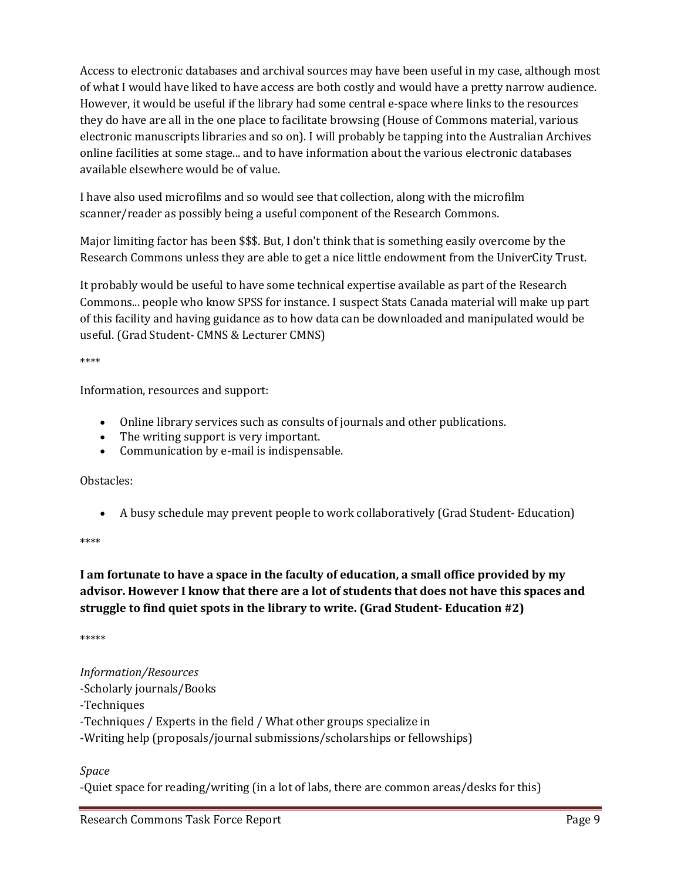Access to electronic databases and archival sources may have been useful in my case, although most of what I would have liked to have access are both costly and would have a pretty narrow audience. However, it would be useful if the library had some central e-space where links to the resources they do have are all in the one place to facilitate browsing (House of Commons material, various electronic manuscripts libraries and so on). I will probably be tapping into the Australian Archives online facilities at some stage... and to have information about the various electronic databases available elsewhere would be of value.

I have also used microfilms and so would see that collection, along with the microfilm scanner/reader as possibly being a useful component of the Research Commons.

Major limiting factor has been $$$. But, I don't think that is something easily overcome by the Research Commons unless they are able to get a nice little endowment from the UniverCity Trust.

It probably would be useful to have some technical expertise available as part of the Research Commons... people who know SPSS for instance. I suspect Stats Canada material will make up part of this facility and having guidance as to how data can be downloaded and manipulated would be useful. (Grad Student- CMNS & Lecturer CMNS)

****

Information, resources and support:

- Online library services such as consults of journals and other publications.
- The writing support is very important.
- Communication by e-mail is indispensable.

Obstacles:

- A busy schedule may prevent people to work collaboratively (Grad Student- Education)

****

**I am fortunate to have a space in the faculty of education, a small office provided by my advisor. However I know that there are a lot of students that does not have this spaces and struggle to find quiet spots in the library to write. (Grad Student- Education #2)**

*****

*Information/Resources*
-Scholarly journals/Books
-Techniques
-Techniques / Experts in the field / What other groups specialize in
-Writing help (proposals/journal submissions/scholarships or fellowships)

*Space*
-Quiet space for reading/writing (in a lot of labs, there are common areas/desks for this)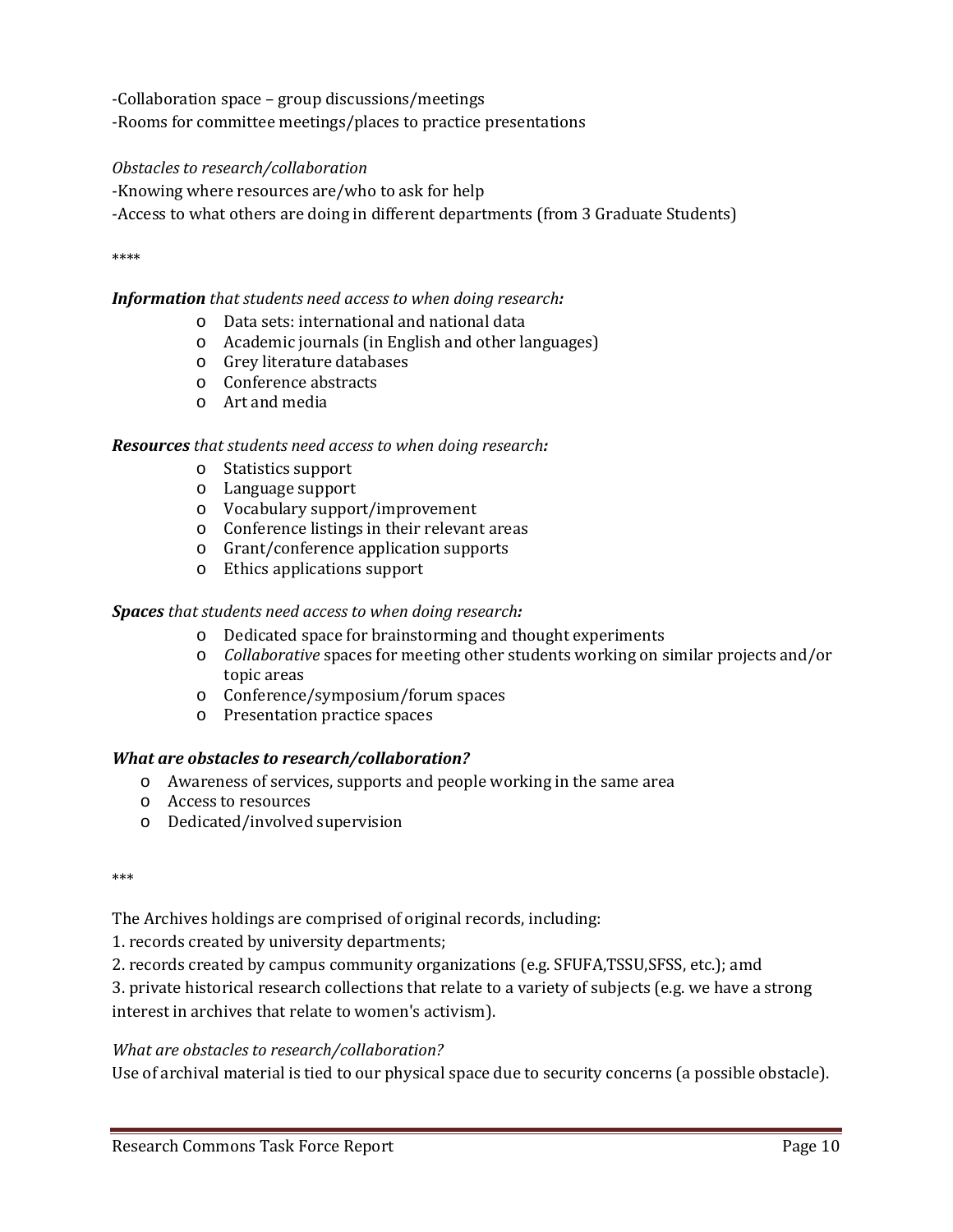-Collaboration space – group discussions/meetings
-Rooms for committee meetings/places to practice presentations

*Obstacles to research/collaboration*
-Knowing where resources are/who to ask for help
-Access to what others are doing in different departments (from 3 Graduate Students)

****

***Information** that students need access to when doing research:*

- Data sets: international and national data
- Academic journals (in English and other languages)
- Grey literature databases
- Conference abstracts
- Art and media

***Resources** that students need access to when doing research:*

- Statistics support
- Language support
- Vocabulary support/improvement
- Conference listings in their relevant areas
- Grant/conference application supports
- Ethics applications support

***Spaces** that students need access to when doing research:*

- Dedicated space for brainstorming and thought experiments
- *Collaborative* spaces for meeting other students working on similar projects and/or topic areas
- Conference/symposium/forum spaces
- Presentation practice spaces

***What are obstacles to research/collaboration?***

- Awareness of services, supports and people working in the same area
- Access to resources
- Dedicated/involved supervision

***

The Archives holdings are comprised of original records, including:
1. records created by university departments;
2. records created by campus community organizations (e.g. SFUFA,TSSU,SFSS, etc.); amd
3. private historical research collections that relate to a variety of subjects (e.g. we have a strong interest in archives that relate to women's activism).

*What are obstacles to research/collaboration?*
Use of archival material is tied to our physical space due to security concerns (a possible obstacle).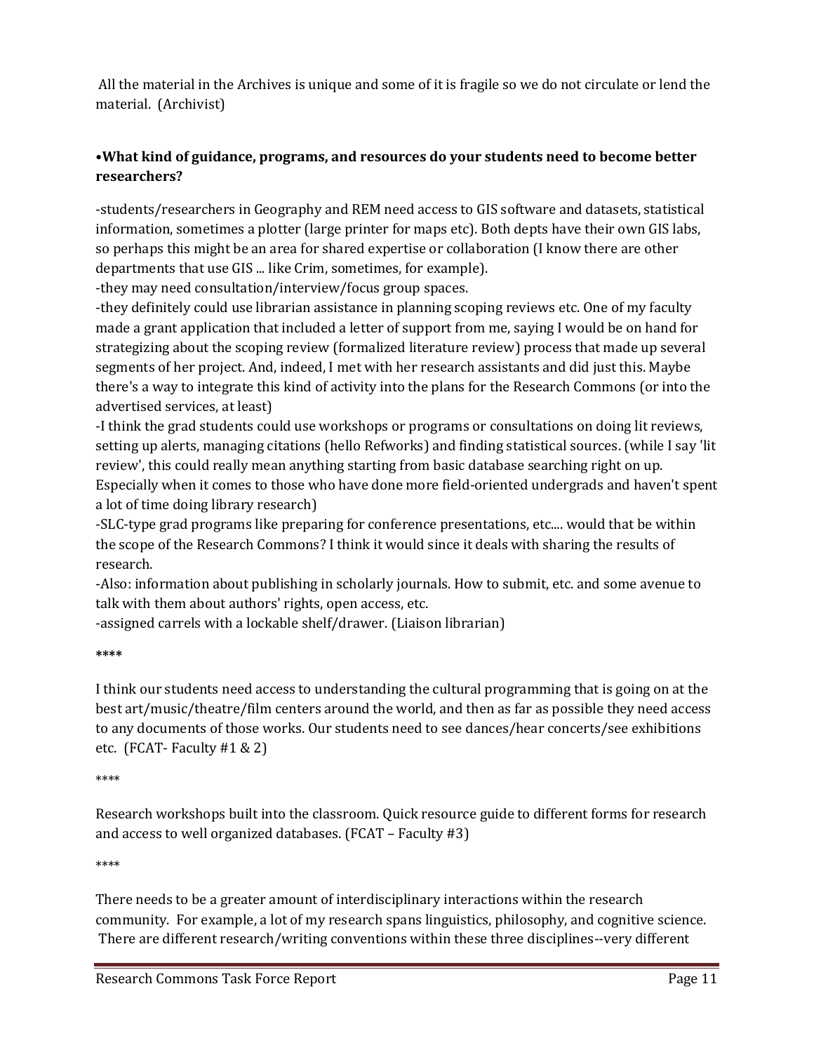All the material in the Archives is unique and some of it is fragile so we do not circulate or lend the material. (Archivist)

**•What kind of guidance, programs, and resources do your students need to become better researchers?**

-students/researchers in Geography and REM need access to GIS software and datasets, statistical information, sometimes a plotter (large printer for maps etc). Both depts have their own GIS labs, so perhaps this might be an area for shared expertise or collaboration (I know there are other departments that use GIS ... like Crim, sometimes, for example).
-they may need consultation/interview/focus group spaces.
-they definitely could use librarian assistance in planning scoping reviews etc. One of my faculty made a grant application that included a letter of support from me, saying I would be on hand for strategizing about the scoping review (formalized literature review) process that made up several segments of her project. And, indeed, I met with her research assistants and did just this. Maybe there's a way to integrate this kind of activity into the plans for the Research Commons (or into the advertised services, at least)
-I think the grad students could use workshops or programs or consultations on doing lit reviews, setting up alerts, managing citations (hello Refworks) and finding statistical sources. (while I say 'lit review', this could really mean anything starting from basic database searching right on up. Especially when it comes to those who have done more field-oriented undergrads and haven't spent a lot of time doing library research)
-SLC-type grad programs like preparing for conference presentations, etc.... would that be within the scope of the Research Commons? I think it would since it deals with sharing the results of research.
-Also: information about publishing in scholarly journals. How to submit, etc. and some avenue to talk with them about authors' rights, open access, etc.
-assigned carrels with a lockable shelf/drawer. (Liaison librarian)

****

I think our students need access to understanding the cultural programming that is going on at the best art/music/theatre/film centers around the world, and then as far as possible they need access to any documents of those works. Our students need to see dances/hear concerts/see exhibitions etc. (FCAT- Faculty #1 & 2)

****

Research workshops built into the classroom. Quick resource guide to different forms for research and access to well organized databases. (FCAT – Faculty #3)

****

There needs to be a greater amount of interdisciplinary interactions within the research community. For example, a lot of my research spans linguistics, philosophy, and cognitive science. There are different research/writing conventions within these three disciplines--very different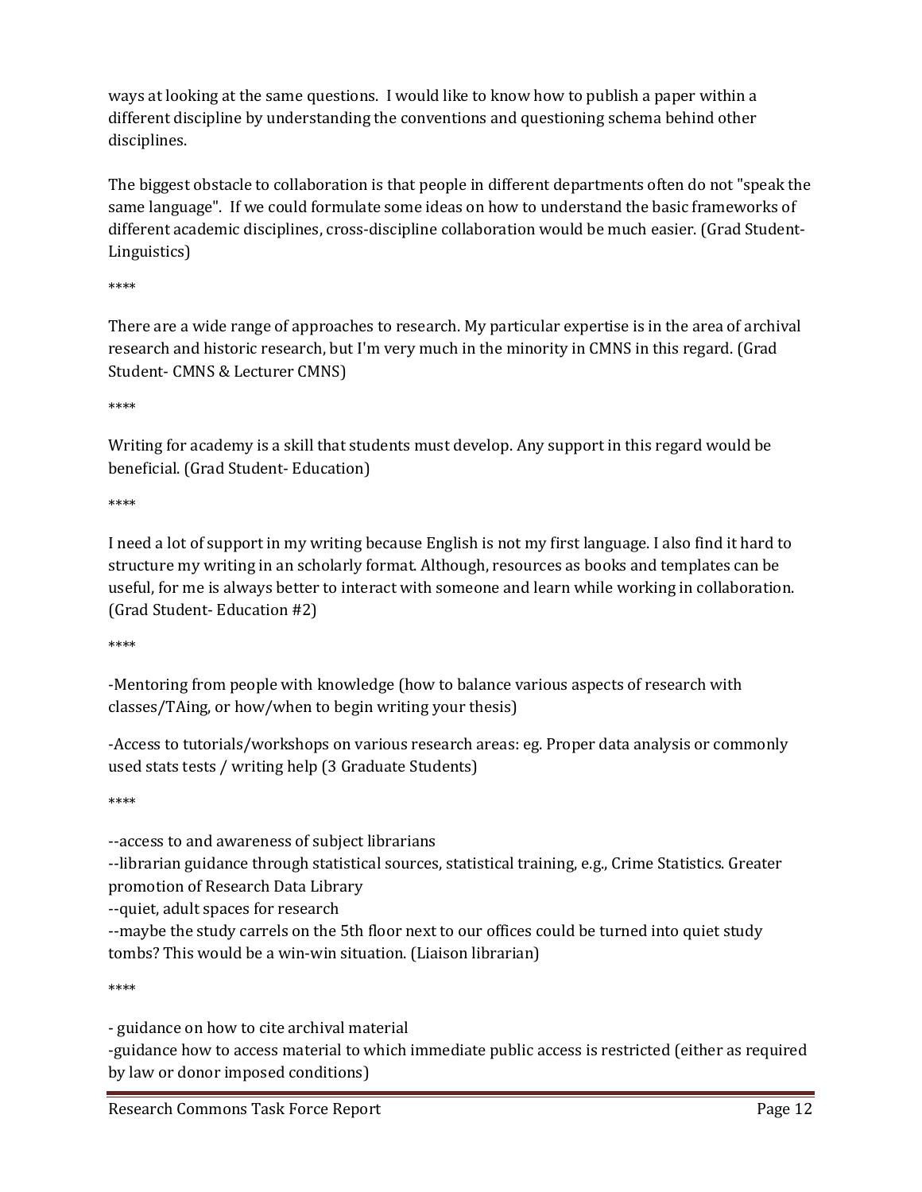ways at looking at the same questions. I would like to know how to publish a paper within a different discipline by understanding the conventions and questioning schema behind other disciplines.

The biggest obstacle to collaboration is that people in different departments often do not "speak the same language". If we could formulate some ideas on how to understand the basic frameworks of different academic disciplines, cross-discipline collaboration would be much easier. (Grad Student-Linguistics)

****

There are a wide range of approaches to research. My particular expertise is in the area of archival research and historic research, but I'm very much in the minority in CMNS in this regard. (Grad Student- CMNS & Lecturer CMNS)

****

Writing for academy is a skill that students must develop. Any support in this regard would be beneficial. (Grad Student- Education)

****

I need a lot of support in my writing because English is not my first language. I also find it hard to structure my writing in an scholarly format. Although, resources as books and templates can be useful, for me is always better to interact with someone and learn while working in collaboration. (Grad Student- Education #2)

****

-Mentoring from people with knowledge (how to balance various aspects of research with classes/TAing, or how/when to begin writing your thesis)

-Access to tutorials/workshops on various research areas: eg. Proper data analysis or commonly used stats tests / writing help (3 Graduate Students)

****

--access to and awareness of subject librarians
--librarian guidance through statistical sources, statistical training, e.g., Crime Statistics. Greater promotion of Research Data Library
--quiet, adult spaces for research
--maybe the study carrels on the 5th floor next to our offices could be turned into quiet study tombs? This would be a win-win situation. (Liaison librarian)

****

- guidance on how to cite archival material
-guidance how to access material to which immediate public access is restricted (either as required by law or donor imposed conditions)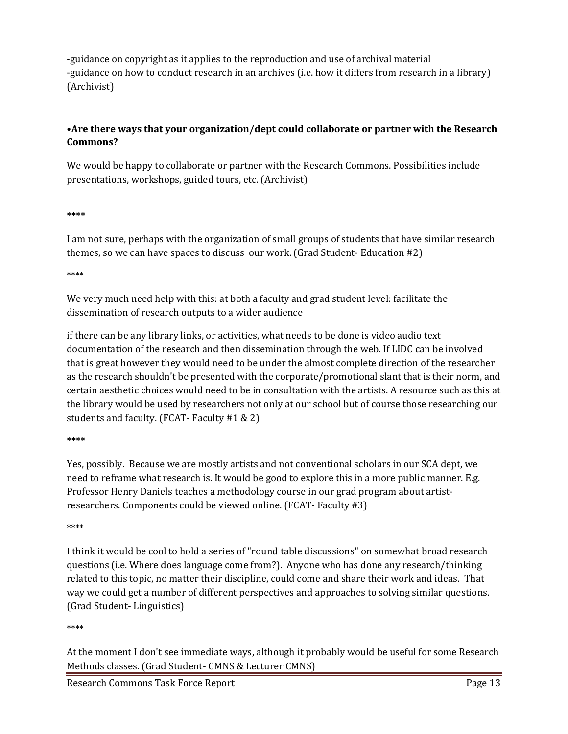-guidance on copyright as it applies to the reproduction and use of archival material
-guidance on how to conduct research in an archives (i.e. how it differs from research in a library) (Archivist)

**•Are there ways that your organization/dept could collaborate or partner with the Research Commons?**

We would be happy to collaborate or partner with the Research Commons. Possibilities include presentations, workshops, guided tours, etc. (Archivist)

****

I am not sure, perhaps with the organization of small groups of students that have similar research themes, so we can have spaces to discuss our work. (Grad Student- Education #2)

****

We very much need help with this: at both a faculty and grad student level: facilitate the dissemination of research outputs to a wider audience

if there can be any library links, or activities, what needs to be done is video audio text documentation of the research and then dissemination through the web. If LIDC can be involved that is great however they would need to be under the almost complete direction of the researcher as the research shouldn't be presented with the corporate/promotional slant that is their norm, and certain aesthetic choices would need to be in consultation with the artists. A resource such as this at the library would be used by researchers not only at our school but of course those researching our students and faculty. (FCAT- Faculty #1 & 2)

****

Yes, possibly. Because we are mostly artists and not conventional scholars in our SCA dept, we need to reframe what research is. It would be good to explore this in a more public manner. E.g. Professor Henry Daniels teaches a methodology course in our grad program about artist-researchers. Components could be viewed online. (FCAT- Faculty #3)

****

I think it would be cool to hold a series of "round table discussions" on somewhat broad research questions (i.e. Where does language come from?). Anyone who has done any research/thinking related to this topic, no matter their discipline, could come and share their work and ideas. That way we could get a number of different perspectives and approaches to solving similar questions. (Grad Student- Linguistics)

****

At the moment I don't see immediate ways, although it probably would be useful for some Research Methods classes. (Grad Student- CMNS & Lecturer CMNS)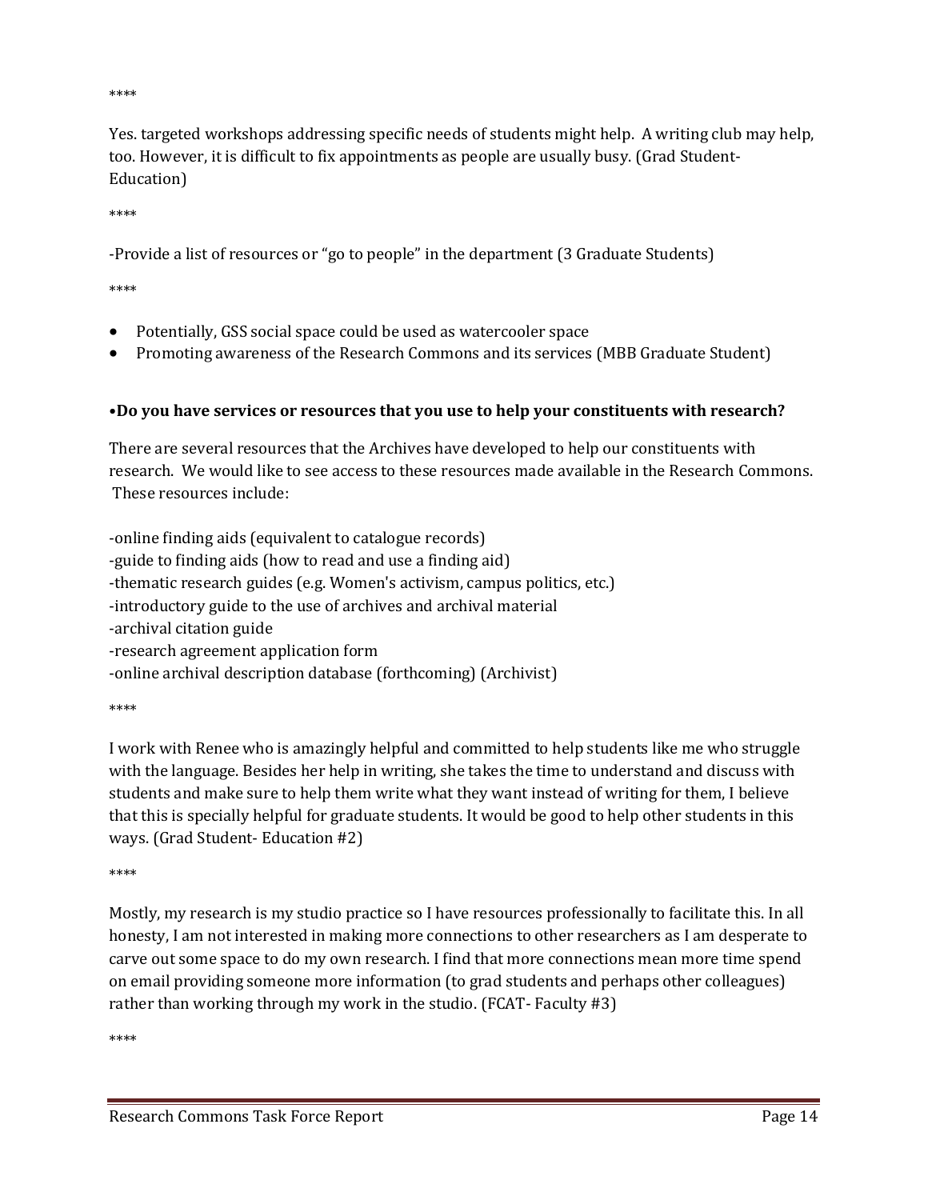****

Yes. targeted workshops addressing specific needs of students might help. A writing club may help, too. However, it is difficult to fix appointments as people are usually busy. (Grad Student- Education)

****

-Provide a list of resources or "go to people" in the department (3 Graduate Students)

****

- Potentially, GSS social space could be used as watercooler space
- Promoting awareness of the Research Commons and its services (MBB Graduate Student)

**•Do you have services or resources that you use to help your constituents with research?**

There are several resources that the Archives have developed to help our constituents with research. We would like to see access to these resources made available in the Research Commons. These resources include:

-online finding aids (equivalent to catalogue records)
-guide to finding aids (how to read and use a finding aid)
-thematic research guides (e.g. Women's activism, campus politics, etc.)
-introductory guide to the use of archives and archival material
-archival citation guide
-research agreement application form
-online archival description database (forthcoming) (Archivist)

****

I work with Renee who is amazingly helpful and committed to help students like me who struggle with the language. Besides her help in writing, she takes the time to understand and discuss with students and make sure to help them write what they want instead of writing for them, I believe that this is specially helpful for graduate students. It would be good to help other students in this ways. (Grad Student- Education #2)

****

Mostly, my research is my studio practice so I have resources professionally to facilitate this. In all honesty, I am not interested in making more connections to other researchers as I am desperate to carve out some space to do my own research. I find that more connections mean more time spend on email providing someone more information (to grad students and perhaps other colleagues) rather than working through my work in the studio. (FCAT- Faculty #3)

****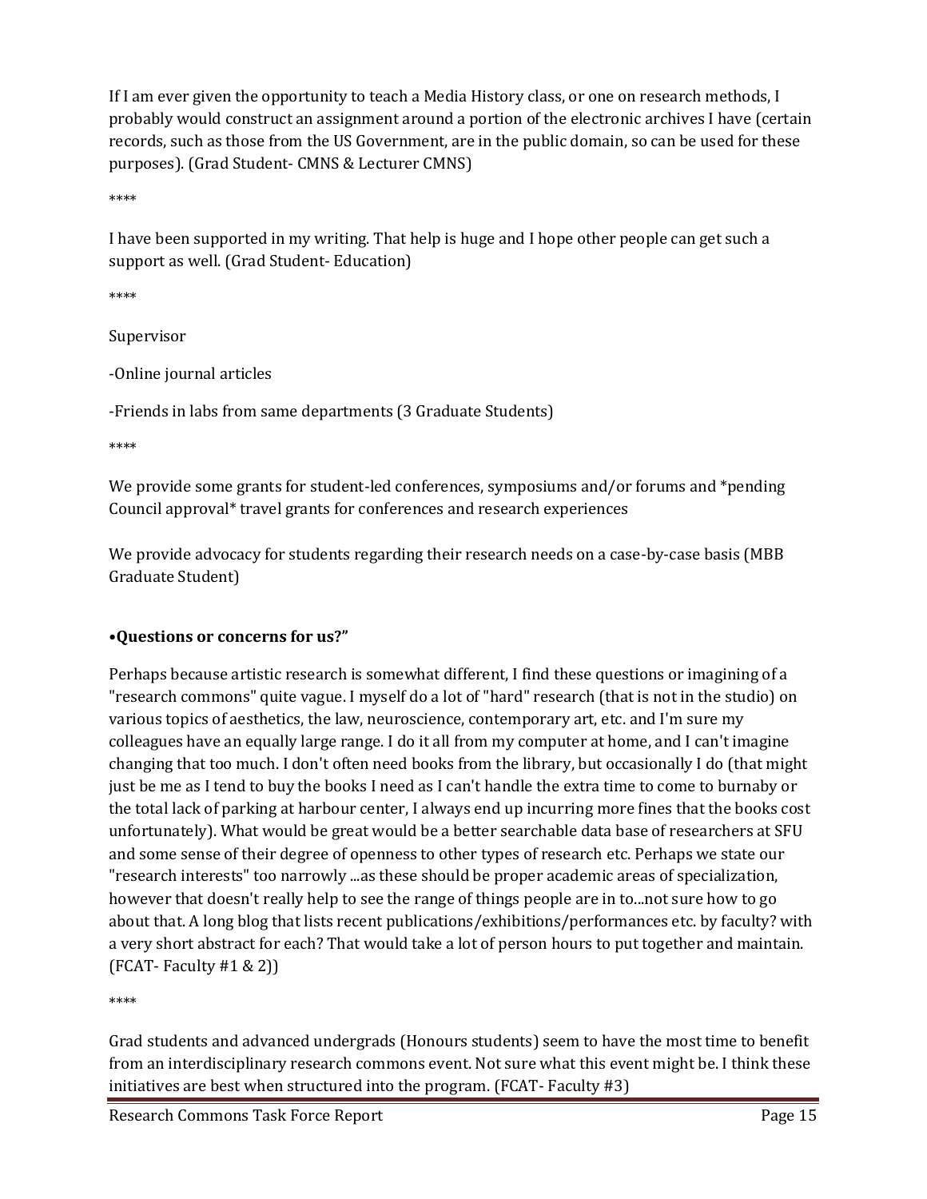If I am ever given the opportunity to teach a Media History class, or one on research methods, I probably would construct an assignment around a portion of the electronic archives I have (certain records, such as those from the US Government, are in the public domain, so can be used for these purposes). (Grad Student- CMNS & Lecturer CMNS)

****

I have been supported in my writing. That help is huge and I hope other people can get such a support as well. (Grad Student- Education)

****

Supervisor

-Online journal articles

-Friends in labs from same departments (3 Graduate Students)

****

We provide some grants for student-led conferences, symposiums and/or forums and *pending Council approval* travel grants for conferences and research experiences

We provide advocacy for students regarding their research needs on a case-by-case basis (MBB Graduate Student)

**•Questions or concerns for us?"**

Perhaps because artistic research is somewhat different, I find these questions or imagining of a "research commons" quite vague. I myself do a lot of "hard" research (that is not in the studio) on various topics of aesthetics, the law, neuroscience, contemporary art, etc. and I'm sure my colleagues have an equally large range. I do it all from my computer at home, and I can't imagine changing that too much. I don't often need books from the library, but occasionally I do (that might just be me as I tend to buy the books I need as I can't handle the extra time to come to burnaby or the total lack of parking at harbour center, I always end up incurring more fines that the books cost unfortunately). What would be great would be a better searchable data base of researchers at SFU and some sense of their degree of openness to other types of research etc. Perhaps we state our "research interests" too narrowly ...as these should be proper academic areas of specialization, however that doesn't really help to see the range of things people are in to...not sure how to go about that. A long blog that lists recent publications/exhibitions/performances etc. by faculty? with a very short abstract for each? That would take a lot of person hours to put together and maintain. (FCAT- Faculty #1 & 2))

****

Grad students and advanced undergrads (Honours students) seem to have the most time to benefit from an interdisciplinary research commons event. Not sure what this event might be. I think these initiatives are best when structured into the program. (FCAT- Faculty #3)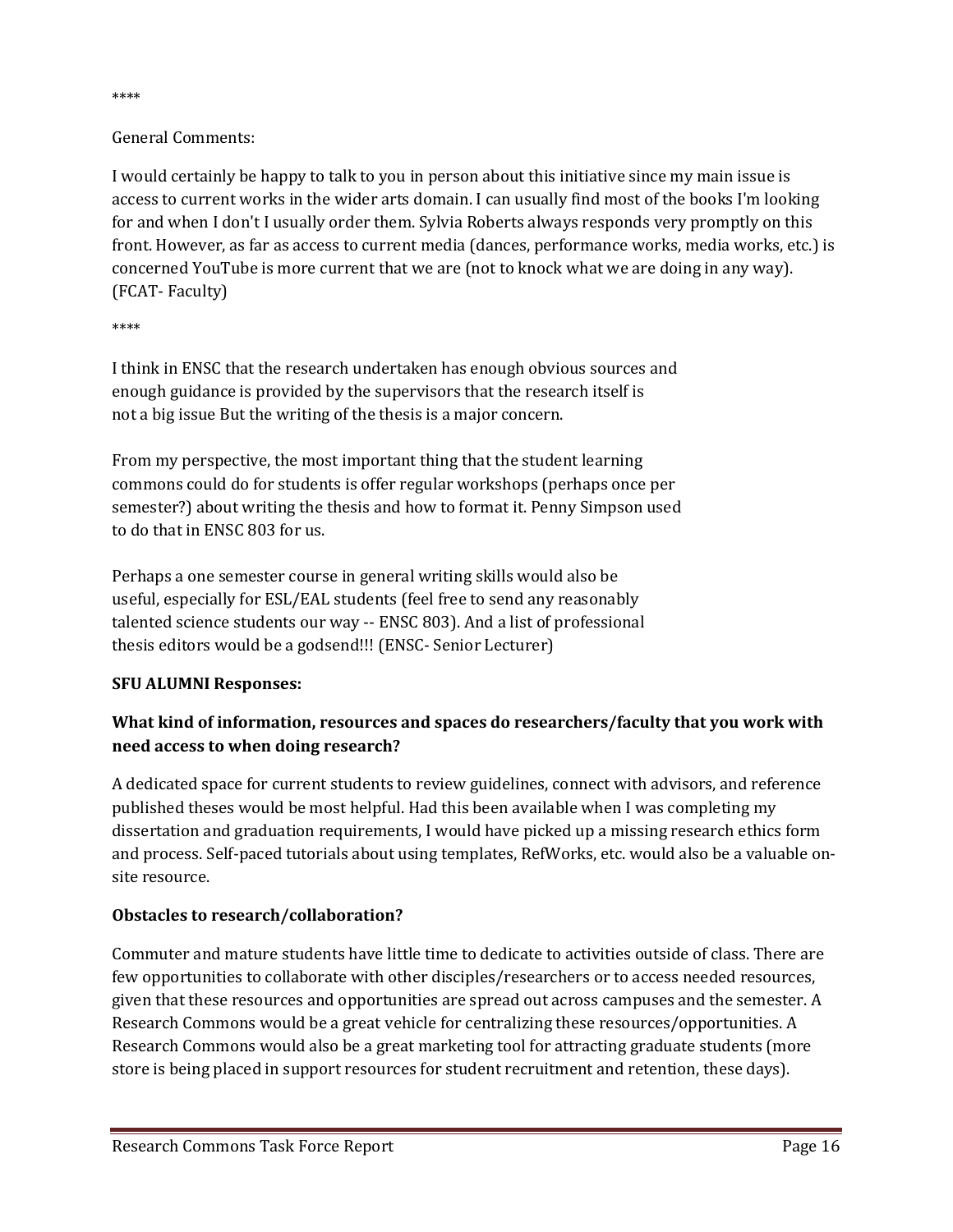****

General Comments:

I would certainly be happy to talk to you in person about this initiative since my main issue is access to current works in the wider arts domain. I can usually find most of the books I'm looking for and when I don't I usually order them. Sylvia Roberts always responds very promptly on this front. However, as far as access to current media (dances, performance works, media works, etc.) is concerned YouTube is more current that we are (not to knock what we are doing in any way). (FCAT- Faculty)

****

I think in ENSC that the research undertaken has enough obvious sources and enough guidance is provided by the supervisors that the research itself is not a big issue But the writing of the thesis is a major concern.

From my perspective, the most important thing that the student learning commons could do for students is offer regular workshops (perhaps once per semester?) about writing the thesis and how to format it. Penny Simpson used to do that in ENSC 803 for us.

Perhaps a one semester course in general writing skills would also be useful, especially for ESL/EAL students (feel free to send any reasonably talented science students our way -- ENSC 803). And a list of professional thesis editors would be a godsend!!! (ENSC- Senior Lecturer)

**SFU ALUMNI Responses:**

**What kind of information, resources and spaces do researchers/faculty that you work with need access to when doing research?**

A dedicated space for current students to review guidelines, connect with advisors, and reference published theses would be most helpful. Had this been available when I was completing my dissertation and graduation requirements, I would have picked up a missing research ethics form and process. Self-paced tutorials about using templates, RefWorks, etc. would also be a valuable on-site resource.

**Obstacles to research/collaboration?**

Commuter and mature students have little time to dedicate to activities outside of class. There are few opportunities to collaborate with other disciples/researchers or to access needed resources, given that these resources and opportunities are spread out across campuses and the semester. A Research Commons would be a great vehicle for centralizing these resources/opportunities. A Research Commons would also be a great marketing tool for attracting graduate students (more store is being placed in support resources for student recruitment and retention, these days).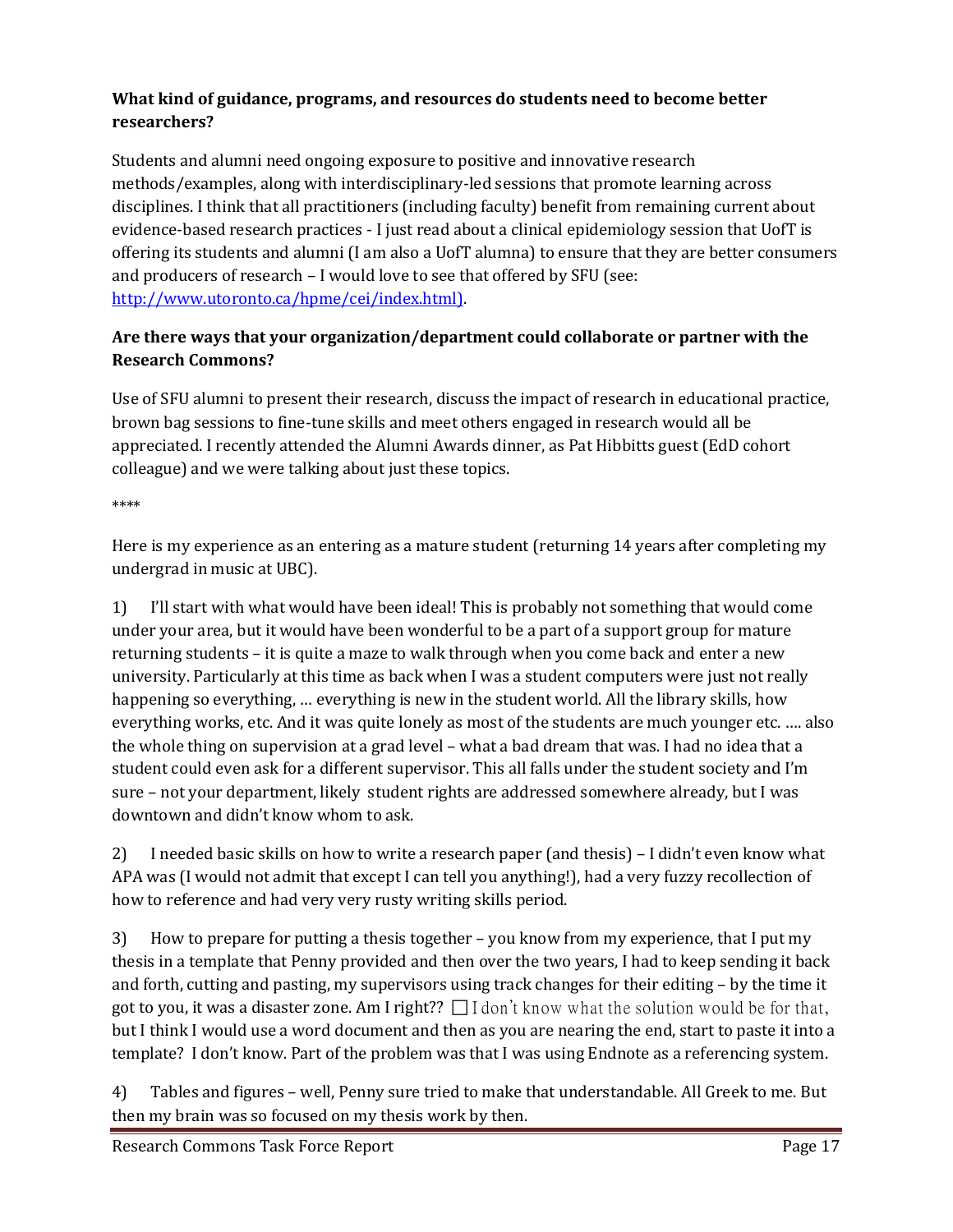**What kind of guidance, programs, and resources do students need to become better researchers?**

Students and alumni need ongoing exposure to positive and innovative research methods/examples, along with interdisciplinary-led sessions that promote learning across disciplines. I think that all practitioners (including faculty) benefit from remaining current about evidence-based research practices - I just read about a clinical epidemiology session that UofT is offering its students and alumni (I am also a UofT alumna) to ensure that they are better consumers and producers of research – I would love to see that offered by SFU (see: [http://www.utoronto.ca/hpme/cei/index.html)](http://www.utoronto.ca/hpme/cei/index.html).

**Are there ways that your organization/department could collaborate or partner with the Research Commons?**

Use of SFU alumni to present their research, discuss the impact of research in educational practice, brown bag sessions to fine-tune skills and meet others engaged in research would all be appreciated. I recently attended the Alumni Awards dinner, as Pat Hibbitts guest (EdD cohort colleague) and we were talking about just these topics.

****

Here is my experience as an entering as a mature student (returning 14 years after completing my undergrad in music at UBC).

1) I'll start with what would have been ideal! This is probably not something that would come under your area, but it would have been wonderful to be a part of a support group for mature returning students – it is quite a maze to walk through when you come back and enter a new university. Particularly at this time as back when I was a student computers were just not really happening so everything, … everything is new in the student world. All the library skills, how everything works, etc. And it was quite lonely as most of the students are much younger etc. …. also the whole thing on supervision at a grad level – what a bad dream that was. I had no idea that a student could even ask for a different supervisor. This all falls under the student society and I'm sure – not your department, likely student rights are addressed somewhere already, but I was downtown and didn't know whom to ask.

2) I needed basic skills on how to write a research paper (and thesis) – I didn't even know what APA was (I would not admit that except I can tell you anything!), had a very fuzzy recollection of how to reference and had very very rusty writing skills period.

3) How to prepare for putting a thesis together – you know from my experience, that I put my thesis in a template that Penny provided and then over the two years, I had to keep sending it back and forth, cutting and pasting, my supervisors using track changes for their editing – by the time it got to you, it was a disaster zone. Am I right?? ☐ I don't know what the solution would be for that, but I think I would use a word document and then as you are nearing the end, start to paste it into a template? I don't know. Part of the problem was that I was using Endnote as a referencing system.

4) Tables and figures – well, Penny sure tried to make that understandable. All Greek to me. But then my brain was so focused on my thesis work by then.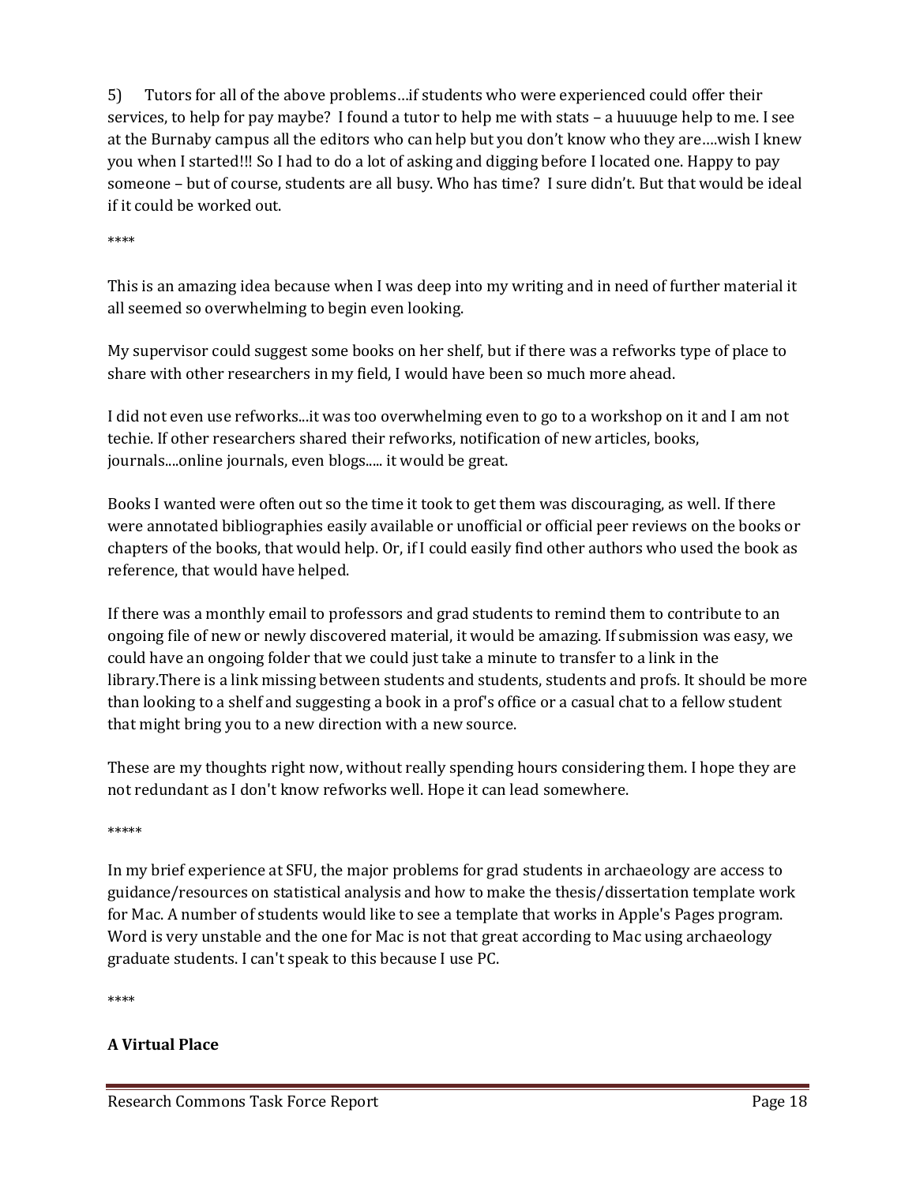5) Tutors for all of the above problems…if students who were experienced could offer their services, to help for pay maybe? I found a tutor to help me with stats – a huuuuge help to me. I see at the Burnaby campus all the editors who can help but you don't know who they are….wish I knew you when I started!!! So I had to do a lot of asking and digging before I located one. Happy to pay someone – but of course, students are all busy. Who has time? I sure didn't. But that would be ideal if it could be worked out.

****

This is an amazing idea because when I was deep into my writing and in need of further material it all seemed so overwhelming to begin even looking.

My supervisor could suggest some books on her shelf, but if there was a refworks type of place to share with other researchers in my field, I would have been so much more ahead.

I did not even use refworks...it was too overwhelming even to go to a workshop on it and I am not techie. If other researchers shared their refworks, notification of new articles, books, journals....online journals, even blogs..... it would be great.

Books I wanted were often out so the time it took to get them was discouraging, as well. If there were annotated bibliographies easily available or unofficial or official peer reviews on the books or chapters of the books, that would help. Or, if I could easily find other authors who used the book as reference, that would have helped.

If there was a monthly email to professors and grad students to remind them to contribute to an ongoing file of new or newly discovered material, it would be amazing. If submission was easy, we could have an ongoing folder that we could just take a minute to transfer to a link in the library.There is a link missing between students and students, students and profs. It should be more than looking to a shelf and suggesting a book in a prof's office or a casual chat to a fellow student that might bring you to a new direction with a new source.

These are my thoughts right now, without really spending hours considering them. I hope they are not redundant as I don't know refworks well. Hope it can lead somewhere.

*****

In my brief experience at SFU, the major problems for grad students in archaeology are access to guidance/resources on statistical analysis and how to make the thesis/dissertation template work for Mac. A number of students would like to see a template that works in Apple's Pages program. Word is very unstable and the one for Mac is not that great according to Mac using archaeology graduate students. I can't speak to this because I use PC.

****

**A Virtual Place**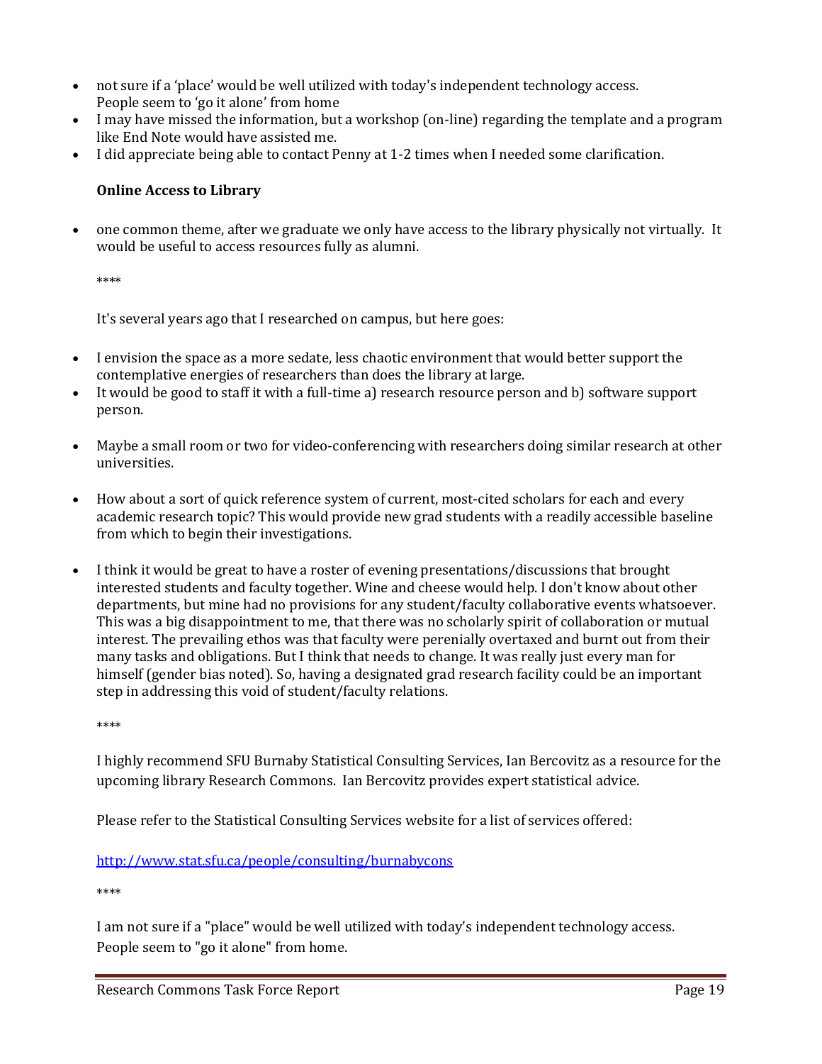- not sure if a 'place' would be well utilized with today's independent technology access. People seem to 'go it alone' from home
- I may have missed the information, but a workshop (on-line) regarding the template and a program like End Note would have assisted me.
- I did appreciate being able to contact Penny at 1-2 times when I needed some clarification.

**Online Access to Library**

- one common theme, after we graduate we only have access to the library physically not virtually. It would be useful to access resources fully as alumni.

****

It's several years ago that I researched on campus, but here goes:

- I envision the space as a more sedate, less chaotic environment that would better support the contemplative energies of researchers than does the library at large.
- It would be good to staff it with a full-time a) research resource person and b) software support person.
- Maybe a small room or two for video-conferencing with researchers doing similar research at other universities.
- How about a sort of quick reference system of current, most-cited scholars for each and every academic research topic? This would provide new grad students with a readily accessible baseline from which to begin their investigations.
- I think it would be great to have a roster of evening presentations/discussions that brought interested students and faculty together. Wine and cheese would help. I don't know about other departments, but mine had no provisions for any student/faculty collaborative events whatsoever. This was a big disappointment to me, that there was no scholarly spirit of collaboration or mutual interest. The prevailing ethos was that faculty were perenially overtaxed and burnt out from their many tasks and obligations. But I think that needs to change. It was really just every man for himself (gender bias noted). So, having a designated grad research facility could be an important step in addressing this void of student/faculty relations.

****

I highly recommend SFU Burnaby Statistical Consulting Services, Ian Bercovitz as a resource for the upcoming library Research Commons. Ian Bercovitz provides expert statistical advice.

Please refer to the Statistical Consulting Services website for a list of services offered:

http://www.stat.sfu.ca/people/consulting/burnabycons

****

I am not sure if a "place" would be well utilized with today's independent technology access. People seem to "go it alone" from home.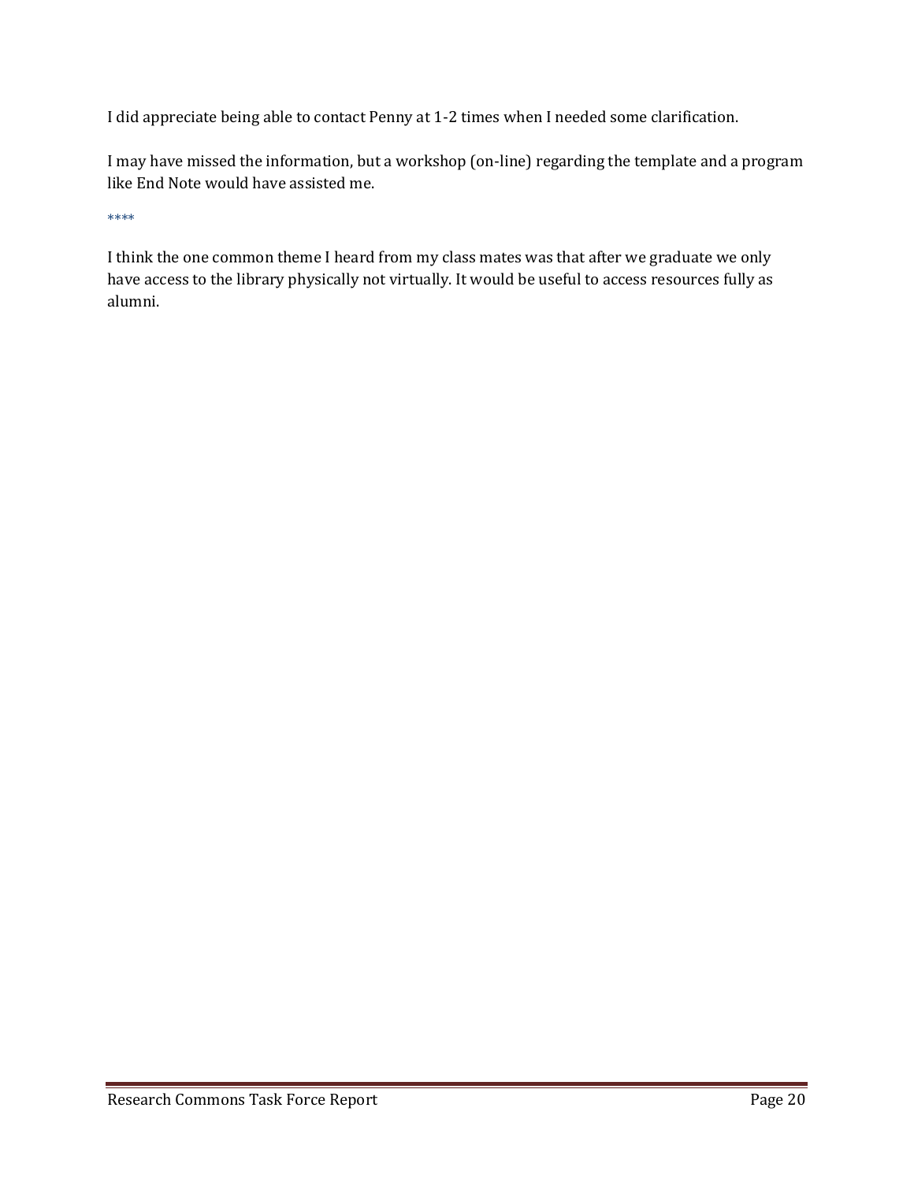I did appreciate being able to contact Penny at 1-2 times when I needed some clarification.

I may have missed the information, but a workshop (on-line) regarding the template and a program like End Note would have assisted me.

****

I think the one common theme I heard from my class mates was that after we graduate we only have access to the library physically not virtually. It would be useful to access resources fully as alumni.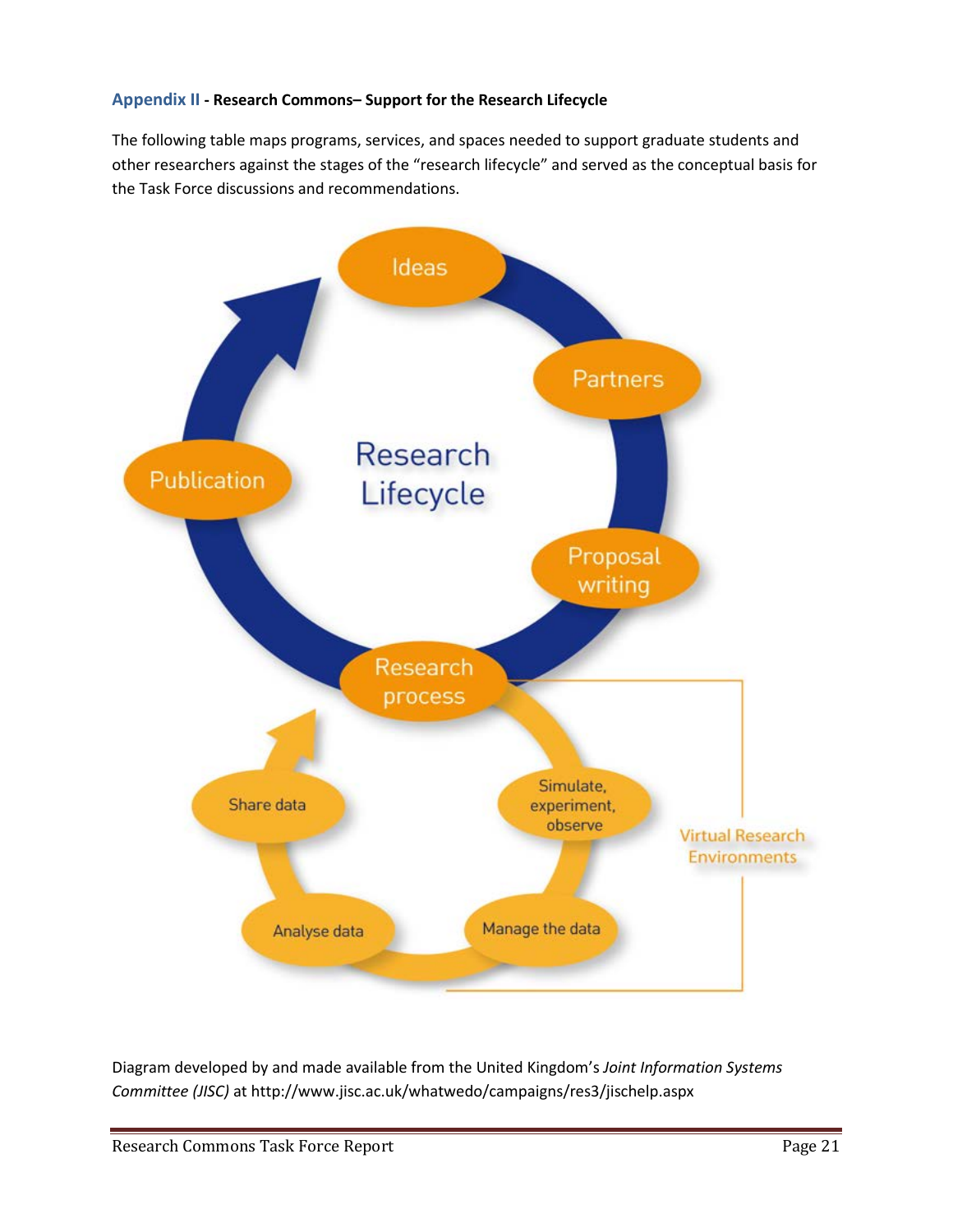### Appendix II - Research Commons– Support for the Research Lifecycle

The following table maps programs, services, and spaces needed to support graduate students and other researchers against the stages of the "research lifecycle" and served as the conceptual basis for the Task Force discussions and recommendations.

Research Lifecycle

Ideas

Partners

Proposal writing

Research process

Simulate, experiment, observe

Manage the data

Analyse data

Share data

Publication

Virtual Research Environments

Diagram developed by and made available from the United Kingdom's *Joint Information Systems Committee (JISC)* at http://www.jisc.ac.uk/whatwedo/campaigns/res3/jischelp.aspx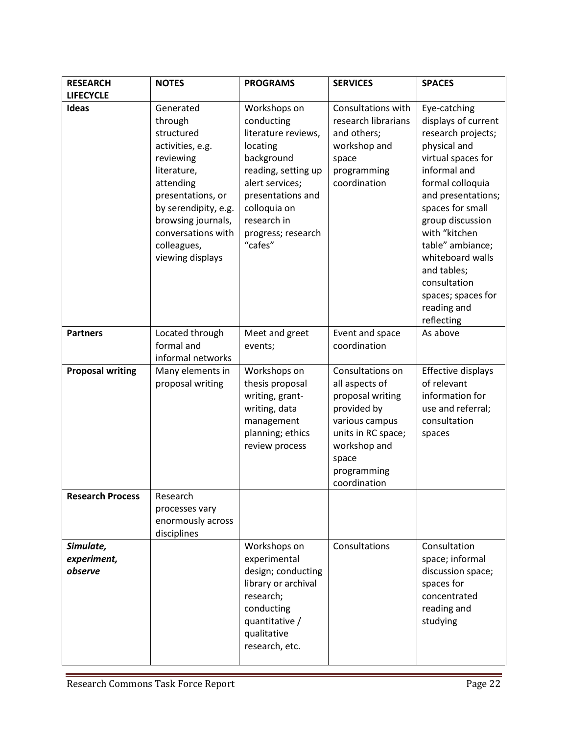| RESEARCH LIFECYCLE | NOTES | PROGRAMS | SERVICES | SPACES |
|---|---|---|---|---|
| **Ideas** | Generated through structured activities, e.g. reviewing literature, attending presentations, or by serendipity, e.g. browsing journals, conversations with colleagues, viewing displays | Workshops on conducting literature reviews, locating background reading, setting up alert services; presentations and colloquia on research in progress; research "cafes" | Consultations with research librarians and others; workshop and space programming coordination | Eye-catching displays of current research projects; physical and virtual spaces for informal and formal colloquia and presentations; spaces for small group discussion with "kitchen table" ambiance; whiteboard walls and tables; consultation spaces; spaces for reading and reflecting |
| **Partners** | Located through formal and informal networks | Meet and greet events; | Event and space coordination | As above |
| **Proposal writing** | Many elements in proposal writing | Workshops on thesis proposal writing, grant-writing, data management planning; ethics review process | Consultations on all aspects of proposal writing provided by various campus units in RC space; workshop and space programming coordination | Effective displays of relevant information for use and referral; consultation spaces |
| **Research Process** | Research processes vary enormously across disciplines | | | |
| ***Simulate, experiment, observe*** | | Workshops on experimental design; conducting library or archival research; conducting quantitative / qualitative research, etc. | Consultations | Consultation space; informal discussion space; spaces for concentrated reading and studying |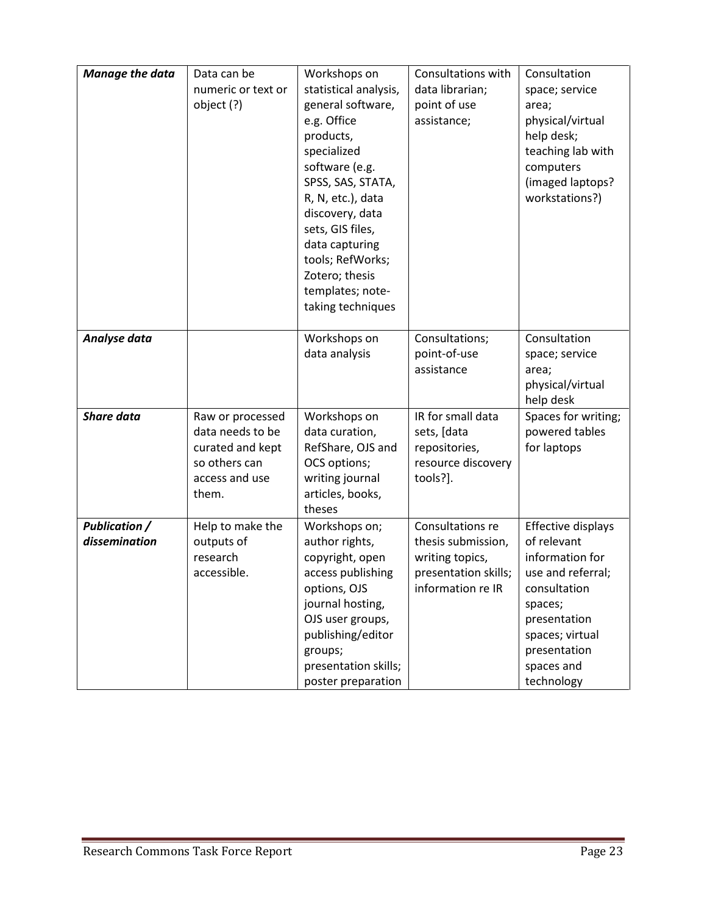| | | | | |
|---|---|---|---|---|
| ***Manage the data*** | Data can be numeric or text or object (?) | Workshops on statistical analysis, general software, e.g. Office products, specialized software (e.g. SPSS, SAS, STATA, R, N, etc.), data discovery, data sets, GIS files, data capturing tools; RefWorks; Zotero; thesis templates; note-taking techniques | Consultations with data librarian; point of use assistance; | Consultation space; service area; physical/virtual help desk; teaching lab with computers (imaged laptops? workstations?) |
| ***Analyse data*** | | Workshops on data analysis | Consultations; point-of-use assistance | Consultation space; service area; physical/virtual help desk |
| ***Share data*** | Raw or processed data needs to be curated and kept so others can access and use them. | Workshops on data curation, RefShare, OJS and OCS options; writing journal articles, books, theses | IR for small data sets, [data repositories, resource discovery tools?]. | Spaces for writing; powered tables for laptops |
| ***Publication / dissemination*** | Help to make the outputs of research accessible. | Workshops on; author rights, copyright, open access publishing options, OJS journal hosting, OJS user groups, publishing/editor groups; presentation skills; poster preparation | Consultations re thesis submission, writing topics, presentation skills; information re IR | Effective displays of relevant information for use and referral; consultation spaces; presentation spaces; virtual presentation spaces and technology |